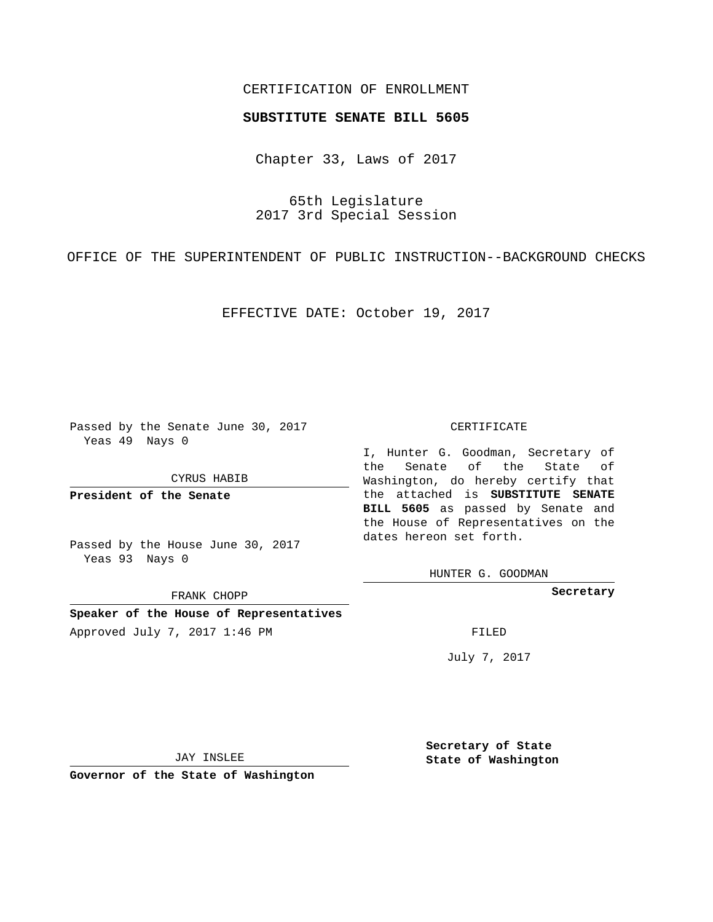CERTIFICATION OF ENROLLMENT

**SUBSTITUTE SENATE BILL 5605**

Chapter 33, Laws of 2017

65th Legislature
2017 3rd Special Session

OFFICE OF THE SUPERINTENDENT OF PUBLIC INSTRUCTION--BACKGROUND CHECKS

EFFECTIVE DATE: October 19, 2017

Passed by the Senate June 30, 2017
Yeas 49 Nays 0

CYRUS HABIB

**President of the Senate**

Passed by the House June 30, 2017
Yeas 93 Nays 0

FRANK CHOPP

**Speaker of the House of Representatives**

Approved July 7, 2017 1:46 PM

JAY INSLEE

**Governor of the State of Washington**

CERTIFICATE

I, Hunter G. Goodman, Secretary of the Senate of the State of Washington, do hereby certify that the attached is **SUBSTITUTE SENATE BILL 5605** as passed by Senate and the House of Representatives on the dates hereon set forth.

HUNTER G. GOODMAN

**Secretary**

FILED

July 7, 2017

**Secretary of State**
**State of Washington**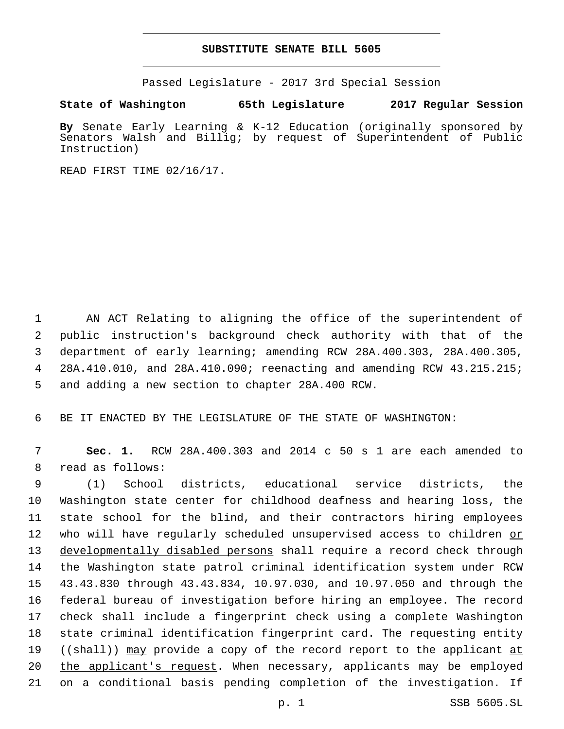**SUBSTITUTE SENATE BILL 5605**

Passed Legislature - 2017 3rd Special Session

**State of Washington 65th Legislature 2017 Regular Session**

**By** Senate Early Learning & K-12 Education (originally sponsored by Senators Walsh and Billig; by request of Superintendent of Public Instruction)

READ FIRST TIME 02/16/17.

1 AN ACT Relating to aligning the office of the superintendent of 2 public instruction's background check authority with that of the 3 department of early learning; amending RCW 28A.400.303, 28A.400.305, 4 28A.410.010, and 28A.410.090; reenacting and amending RCW 43.215.215; 5 and adding a new section to chapter 28A.400 RCW.

6 BE IT ENACTED BY THE LEGISLATURE OF THE STATE OF WASHINGTON:

7 **Sec. 1.** RCW 28A.400.303 and 2014 c 50 s 1 are each amended to 8 read as follows:

9 (1) School districts, educational service districts, the 10 Washington state center for childhood deafness and hearing loss, the 11 state school for the blind, and their contractors hiring employees 12 who will have regularly scheduled unsupervised access to children or 13 developmentally disabled persons shall require a record check through 14 the Washington state patrol criminal identification system under RCW 15 43.43.830 through 43.43.834, 10.97.030, and 10.97.050 and through the 16 federal bureau of investigation before hiring an employee. The record 17 check shall include a fingerprint check using a complete Washington 18 state criminal identification fingerprint card. The requesting entity 19 ((shall)) may provide a copy of the record report to the applicant at 20 the applicant's request. When necessary, applicants may be employed 21 on a conditional basis pending completion of the investigation. If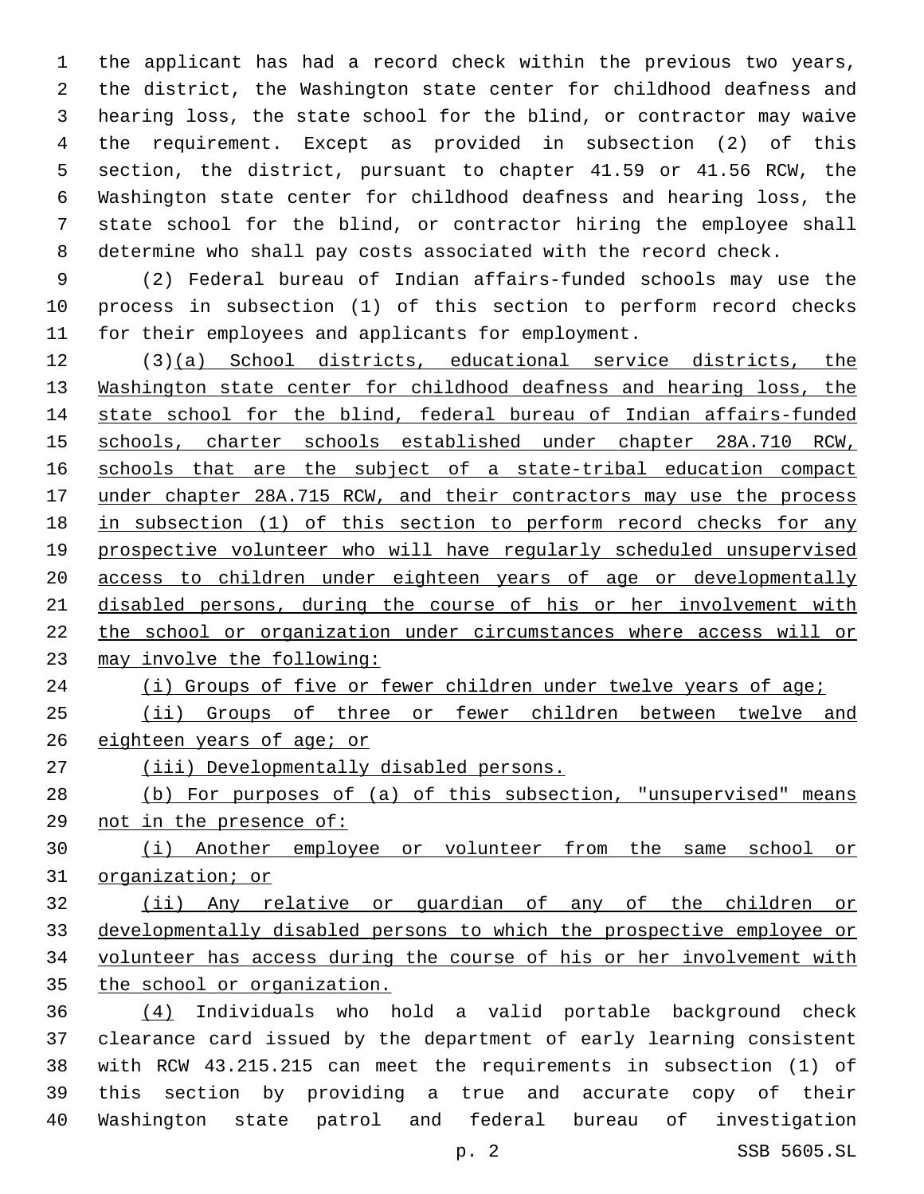the applicant has had a record check within the previous two years, the district, the Washington state center for childhood deafness and hearing loss, the state school for the blind, or contractor may waive the requirement. Except as provided in subsection (2) of this section, the district, pursuant to chapter 41.59 or 41.56 RCW, the Washington state center for childhood deafness and hearing loss, the state school for the blind, or contractor hiring the employee shall determine who shall pay costs associated with the record check.

(2) Federal bureau of Indian affairs-funded schools may use the process in subsection (1) of this section to perform record checks for their employees and applicants for employment.

(3)(a) School districts, educational service districts, the Washington state center for childhood deafness and hearing loss, the state school for the blind, federal bureau of Indian affairs-funded schools, charter schools established under chapter 28A.710 RCW, schools that are the subject of a state-tribal education compact under chapter 28A.715 RCW, and their contractors may use the process in subsection (1) of this section to perform record checks for any prospective volunteer who will have regularly scheduled unsupervised access to children under eighteen years of age or developmentally disabled persons, during the course of his or her involvement with the school or organization under circumstances where access will or may involve the following:

(i) Groups of five or fewer children under twelve years of age;

(ii) Groups of three or fewer children between twelve and eighteen years of age; or

(iii) Developmentally disabled persons.

(b) For purposes of (a) of this subsection, "unsupervised" means not in the presence of:

(i) Another employee or volunteer from the same school or organization; or

(ii) Any relative or guardian of any of the children or developmentally disabled persons to which the prospective employee or volunteer has access during the course of his or her involvement with the school or organization.

(4) Individuals who hold a valid portable background check clearance card issued by the department of early learning consistent with RCW 43.215.215 can meet the requirements in subsection (1) of this section by providing a true and accurate copy of their Washington state patrol and federal bureau of investigation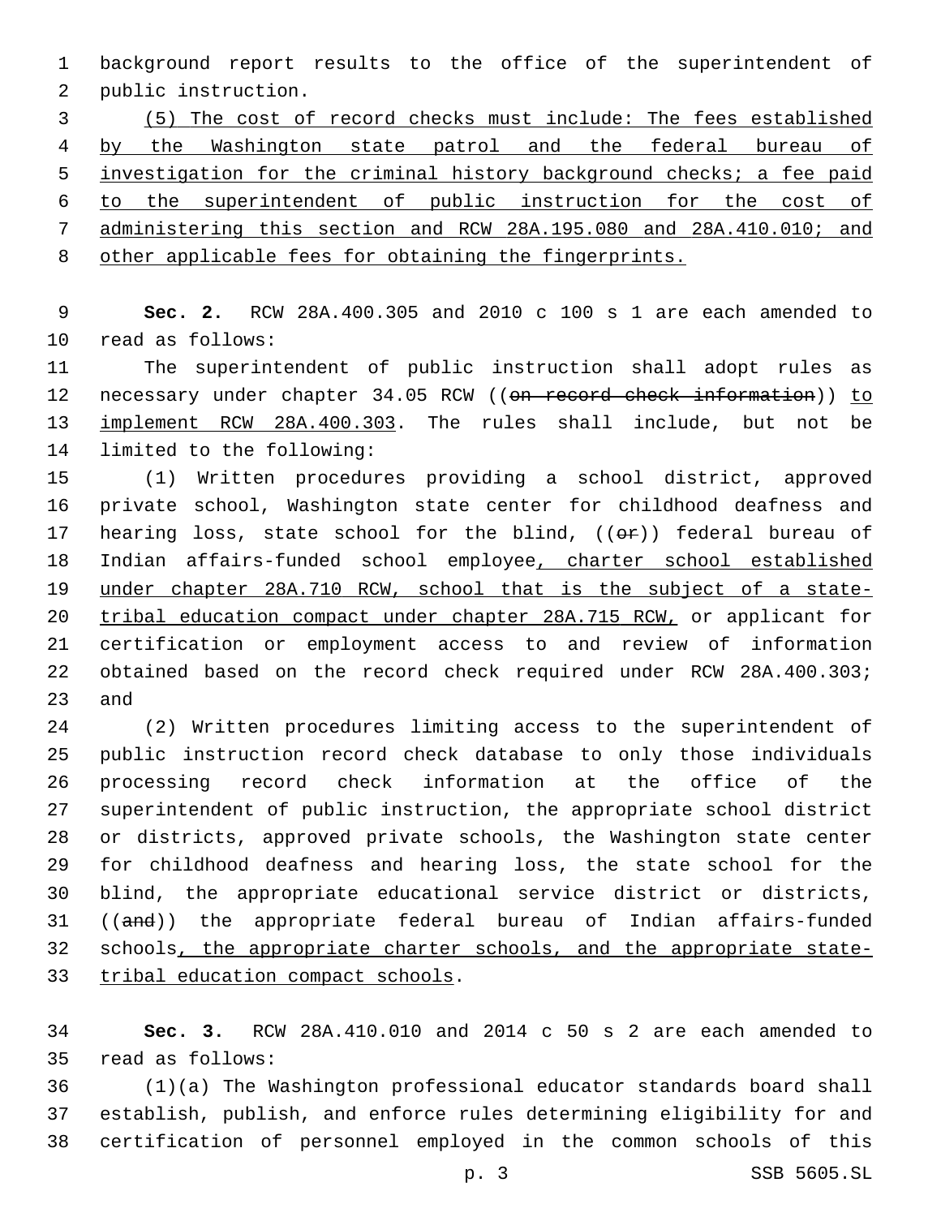background report results to the office of the superintendent of public instruction.

(5) The cost of record checks must include: The fees established by the Washington state patrol and the federal bureau of investigation for the criminal history background checks; a fee paid to the superintendent of public instruction for the cost of administering this section and RCW 28A.195.080 and 28A.410.010; and other applicable fees for obtaining the fingerprints.

**Sec. 2.** RCW 28A.400.305 and 2010 c 100 s 1 are each amended to read as follows:

The superintendent of public instruction shall adopt rules as necessary under chapter 34.05 RCW ((~~on record check information~~)) to implement RCW 28A.400.303. The rules shall include, but not be limited to the following:

(1) Written procedures providing a school district, approved private school, Washington state center for childhood deafness and hearing loss, state school for the blind, ((~~or~~)) federal bureau of Indian affairs-funded school employee, charter school established under chapter 28A.710 RCW, school that is the subject of a state-tribal education compact under chapter 28A.715 RCW, or applicant for certification or employment access to and review of information obtained based on the record check required under RCW 28A.400.303; and

(2) Written procedures limiting access to the superintendent of public instruction record check database to only those individuals processing record check information at the office of the superintendent of public instruction, the appropriate school district or districts, approved private schools, the Washington state center for childhood deafness and hearing loss, the state school for the blind, the appropriate educational service district or districts, ((~~and~~)) the appropriate federal bureau of Indian affairs-funded schools, the appropriate charter schools, and the appropriate state-tribal education compact schools.

**Sec. 3.** RCW 28A.410.010 and 2014 c 50 s 2 are each amended to read as follows:

(1)(a) The Washington professional educator standards board shall establish, publish, and enforce rules determining eligibility for and certification of personnel employed in the common schools of this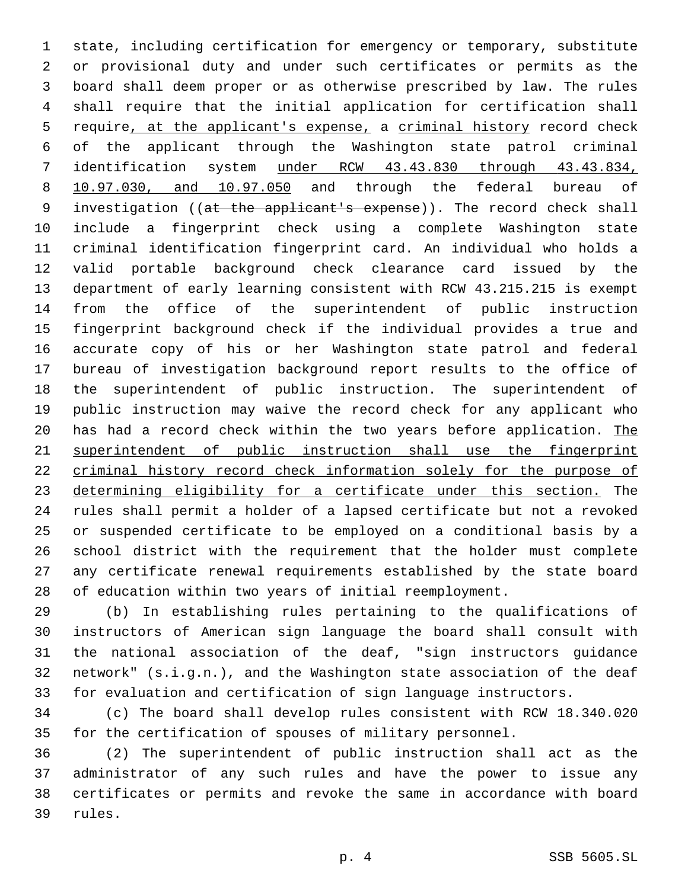state, including certification for emergency or temporary, substitute or provisional duty and under such certificates or permits as the board shall deem proper or as otherwise prescribed by law. The rules shall require that the initial application for certification shall require, at the applicant's expense, a criminal history record check of the applicant through the Washington state patrol criminal identification system under RCW 43.43.830 through 43.43.834, 10.97.030, and 10.97.050 and through the federal bureau of investigation ((~~at the applicant's expense~~)). The record check shall include a fingerprint check using a complete Washington state criminal identification fingerprint card. An individual who holds a valid portable background check clearance card issued by the department of early learning consistent with RCW 43.215.215 is exempt from the office of the superintendent of public instruction fingerprint background check if the individual provides a true and accurate copy of his or her Washington state patrol and federal bureau of investigation background report results to the office of the superintendent of public instruction. The superintendent of public instruction may waive the record check for any applicant who has had a record check within the two years before application. The superintendent of public instruction shall use the fingerprint criminal history record check information solely for the purpose of determining eligibility for a certificate under this section. The rules shall permit a holder of a lapsed certificate but not a revoked or suspended certificate to be employed on a conditional basis by a school district with the requirement that the holder must complete any certificate renewal requirements established by the state board of education within two years of initial reemployment.

(b) In establishing rules pertaining to the qualifications of instructors of American sign language the board shall consult with the national association of the deaf, "sign instructors guidance network" (s.i.g.n.), and the Washington state association of the deaf for evaluation and certification of sign language instructors.

(c) The board shall develop rules consistent with RCW 18.340.020 for the certification of spouses of military personnel.

(2) The superintendent of public instruction shall act as the administrator of any such rules and have the power to issue any certificates or permits and revoke the same in accordance with board rules.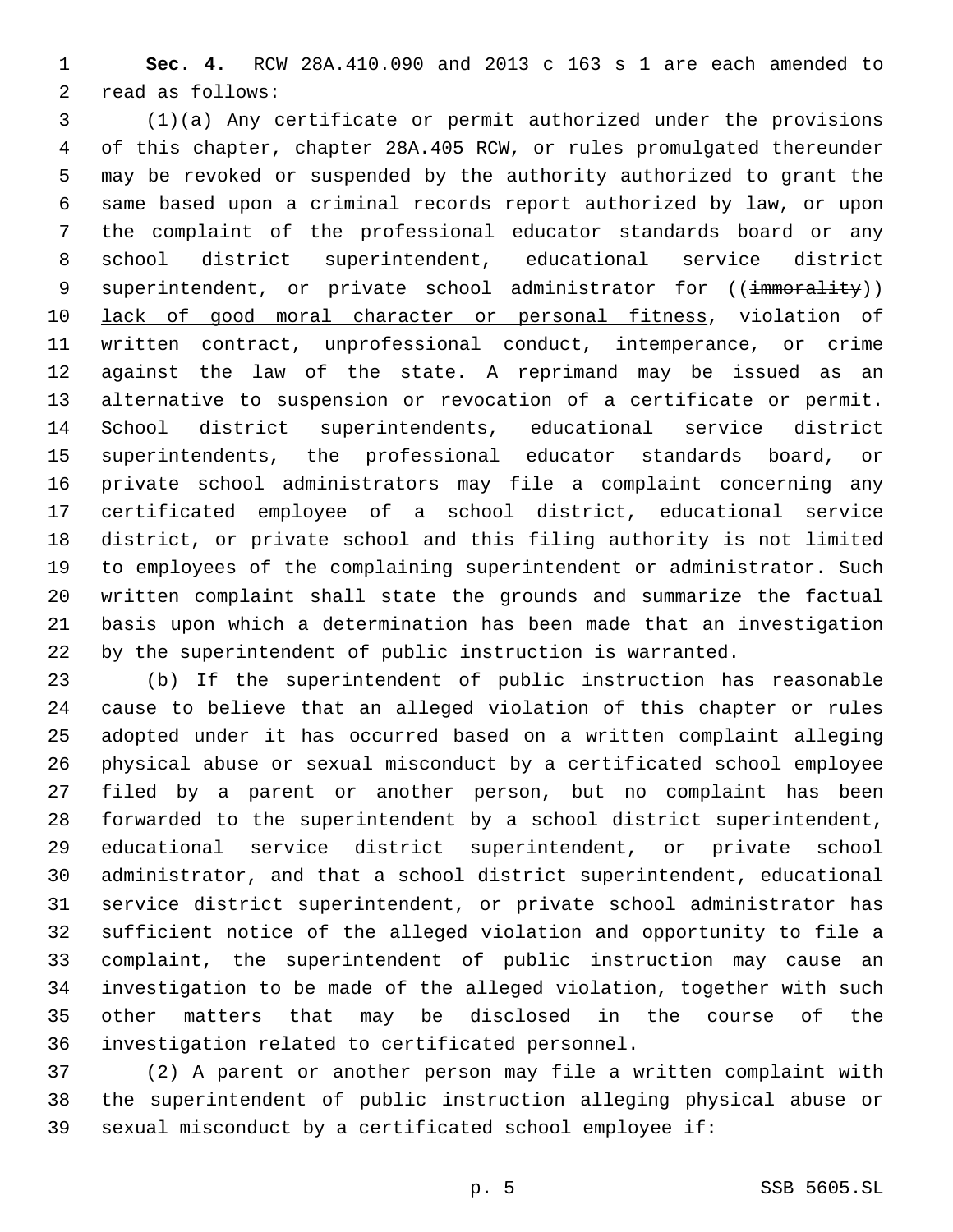**Sec. 4.** RCW 28A.410.090 and 2013 c 163 s 1 are each amended to read as follows:

(1)(a) Any certificate or permit authorized under the provisions of this chapter, chapter 28A.405 RCW, or rules promulgated thereunder may be revoked or suspended by the authority authorized to grant the same based upon a criminal records report authorized by law, or upon the complaint of the professional educator standards board or any school district superintendent, educational service district superintendent, or private school administrator for ((~~immorality~~)) <u>lack of good moral character or personal fitness</u>, violation of written contract, unprofessional conduct, intemperance, or crime against the law of the state. A reprimand may be issued as an alternative to suspension or revocation of a certificate or permit. School district superintendents, educational service district superintendents, the professional educator standards board, or private school administrators may file a complaint concerning any certificated employee of a school district, educational service district, or private school and this filing authority is not limited to employees of the complaining superintendent or administrator. Such written complaint shall state the grounds and summarize the factual basis upon which a determination has been made that an investigation by the superintendent of public instruction is warranted.

(b) If the superintendent of public instruction has reasonable cause to believe that an alleged violation of this chapter or rules adopted under it has occurred based on a written complaint alleging physical abuse or sexual misconduct by a certificated school employee filed by a parent or another person, but no complaint has been forwarded to the superintendent by a school district superintendent, educational service district superintendent, or private school administrator, and that a school district superintendent, educational service district superintendent, or private school administrator has sufficient notice of the alleged violation and opportunity to file a complaint, the superintendent of public instruction may cause an investigation to be made of the alleged violation, together with such other matters that may be disclosed in the course of the investigation related to certificated personnel.

(2) A parent or another person may file a written complaint with the superintendent of public instruction alleging physical abuse or sexual misconduct by a certificated school employee if: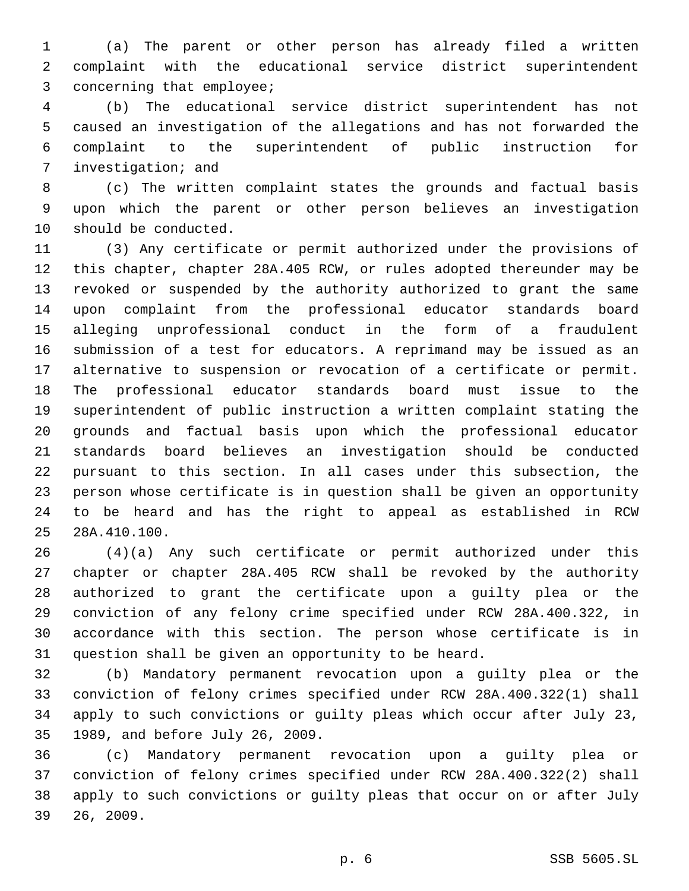(a) The parent or other person has already filed a written complaint with the educational service district superintendent concerning that employee;

(b) The educational service district superintendent has not caused an investigation of the allegations and has not forwarded the complaint to the superintendent of public instruction for investigation; and

(c) The written complaint states the grounds and factual basis upon which the parent or other person believes an investigation should be conducted.

(3) Any certificate or permit authorized under the provisions of this chapter, chapter 28A.405 RCW, or rules adopted thereunder may be revoked or suspended by the authority authorized to grant the same upon complaint from the professional educator standards board alleging unprofessional conduct in the form of a fraudulent submission of a test for educators. A reprimand may be issued as an alternative to suspension or revocation of a certificate or permit. The professional educator standards board must issue to the superintendent of public instruction a written complaint stating the grounds and factual basis upon which the professional educator standards board believes an investigation should be conducted pursuant to this section. In all cases under this subsection, the person whose certificate is in question shall be given an opportunity to be heard and has the right to appeal as established in RCW 28A.410.100.

(4)(a) Any such certificate or permit authorized under this chapter or chapter 28A.405 RCW shall be revoked by the authority authorized to grant the certificate upon a guilty plea or the conviction of any felony crime specified under RCW 28A.400.322, in accordance with this section. The person whose certificate is in question shall be given an opportunity to be heard.

(b) Mandatory permanent revocation upon a guilty plea or the conviction of felony crimes specified under RCW 28A.400.322(1) shall apply to such convictions or guilty pleas which occur after July 23, 1989, and before July 26, 2009.

(c) Mandatory permanent revocation upon a guilty plea or conviction of felony crimes specified under RCW 28A.400.322(2) shall apply to such convictions or guilty pleas that occur on or after July 26, 2009.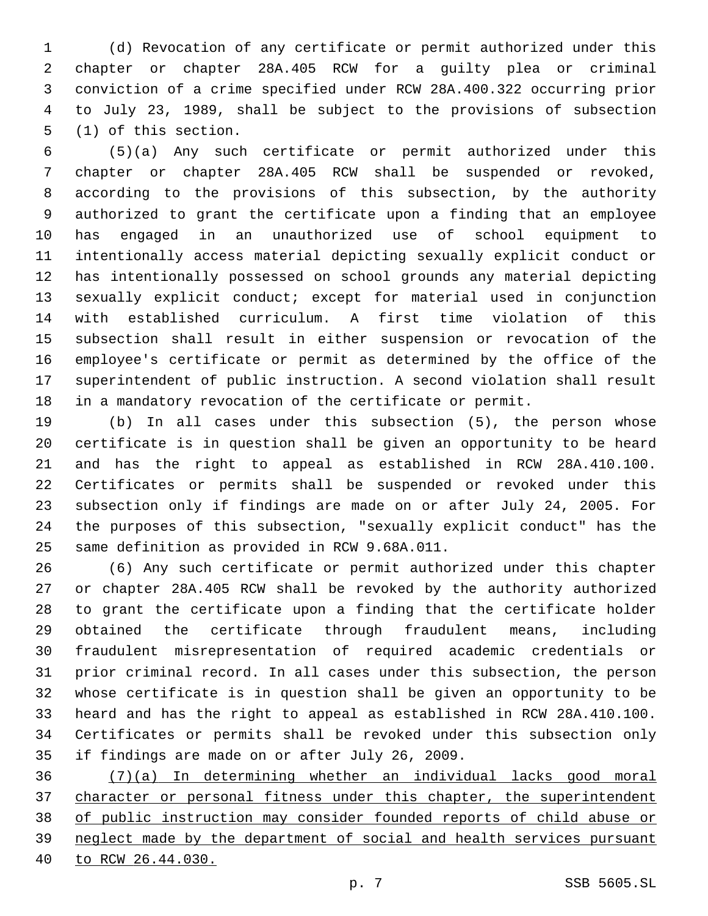(d) Revocation of any certificate or permit authorized under this chapter or chapter 28A.405 RCW for a guilty plea or criminal conviction of a crime specified under RCW 28A.400.322 occurring prior to July 23, 1989, shall be subject to the provisions of subsection (1) of this section.

(5)(a) Any such certificate or permit authorized under this chapter or chapter 28A.405 RCW shall be suspended or revoked, according to the provisions of this subsection, by the authority authorized to grant the certificate upon a finding that an employee has engaged in an unauthorized use of school equipment to intentionally access material depicting sexually explicit conduct or has intentionally possessed on school grounds any material depicting sexually explicit conduct; except for material used in conjunction with established curriculum. A first time violation of this subsection shall result in either suspension or revocation of the employee's certificate or permit as determined by the office of the superintendent of public instruction. A second violation shall result in a mandatory revocation of the certificate or permit.

(b) In all cases under this subsection (5), the person whose certificate is in question shall be given an opportunity to be heard and has the right to appeal as established in RCW 28A.410.100. Certificates or permits shall be suspended or revoked under this subsection only if findings are made on or after July 24, 2005. For the purposes of this subsection, "sexually explicit conduct" has the same definition as provided in RCW 9.68A.011.

(6) Any such certificate or permit authorized under this chapter or chapter 28A.405 RCW shall be revoked by the authority authorized to grant the certificate upon a finding that the certificate holder obtained the certificate through fraudulent means, including fraudulent misrepresentation of required academic credentials or prior criminal record. In all cases under this subsection, the person whose certificate is in question shall be given an opportunity to be heard and has the right to appeal as established in RCW 28A.410.100. Certificates or permits shall be revoked under this subsection only if findings are made on or after July 26, 2009.

<u>(7)(a) In determining whether an individual lacks good moral character or personal fitness under this chapter, the superintendent of public instruction may consider founded reports of child abuse or neglect made by the department of social and health services pursuant to RCW 26.44.030.</u>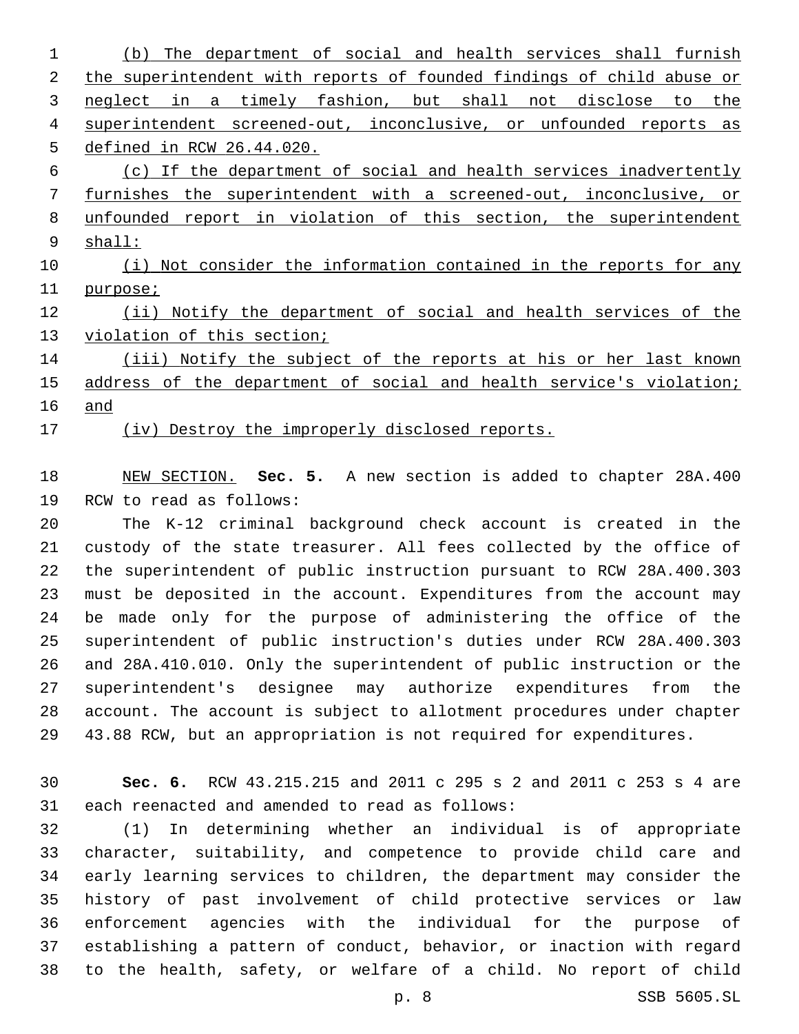(b) The department of social and health services shall furnish the superintendent with reports of founded findings of child abuse or neglect in a timely fashion, but shall not disclose to the superintendent screened-out, inconclusive, or unfounded reports as defined in RCW 26.44.020.

(c) If the department of social and health services inadvertently furnishes the superintendent with a screened-out, inconclusive, or unfounded report in violation of this section, the superintendent shall:

(i) Not consider the information contained in the reports for any purpose;

(ii) Notify the department of social and health services of the violation of this section;

(iii) Notify the subject of the reports at his or her last known address of the department of social and health service's violation; and

(iv) Destroy the improperly disclosed reports.

NEW SECTION. **Sec. 5.** A new section is added to chapter 28A.400 RCW to read as follows:

The K-12 criminal background check account is created in the custody of the state treasurer. All fees collected by the office of the superintendent of public instruction pursuant to RCW 28A.400.303 must be deposited in the account. Expenditures from the account may be made only for the purpose of administering the office of the superintendent of public instruction's duties under RCW 28A.400.303 and 28A.410.010. Only the superintendent of public instruction or the superintendent's designee may authorize expenditures from the account. The account is subject to allotment procedures under chapter 43.88 RCW, but an appropriation is not required for expenditures.

**Sec. 6.** RCW 43.215.215 and 2011 c 295 s 2 and 2011 c 253 s 4 are each reenacted and amended to read as follows:

(1) In determining whether an individual is of appropriate character, suitability, and competence to provide child care and early learning services to children, the department may consider the history of past involvement of child protective services or law enforcement agencies with the individual for the purpose of establishing a pattern of conduct, behavior, or inaction with regard to the health, safety, or welfare of a child. No report of child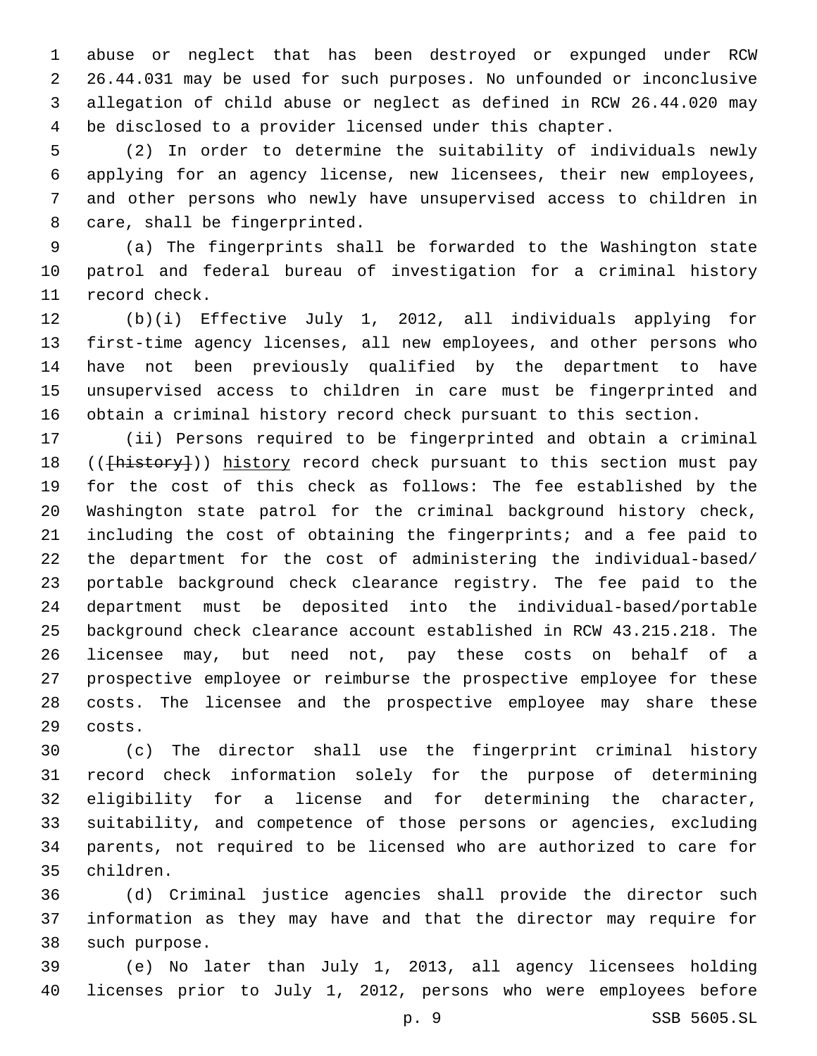abuse or neglect that has been destroyed or expunged under RCW 26.44.031 may be used for such purposes. No unfounded or inconclusive allegation of child abuse or neglect as defined in RCW 26.44.020 may be disclosed to a provider licensed under this chapter.

(2) In order to determine the suitability of individuals newly applying for an agency license, new licensees, their new employees, and other persons who newly have unsupervised access to children in care, shall be fingerprinted.

(a) The fingerprints shall be forwarded to the Washington state patrol and federal bureau of investigation for a criminal history record check.

(b)(i) Effective July 1, 2012, all individuals applying for first-time agency licenses, all new employees, and other persons who have not been previously qualified by the department to have unsupervised access to children in care must be fingerprinted and obtain a criminal history record check pursuant to this section.

(ii) Persons required to be fingerprinted and obtain a criminal (([history])) history record check pursuant to this section must pay for the cost of this check as follows: The fee established by the Washington state patrol for the criminal background history check, including the cost of obtaining the fingerprints; and a fee paid to the department for the cost of administering the individual-based/portable background check clearance registry. The fee paid to the department must be deposited into the individual-based/portable background check clearance account established in RCW 43.215.218. The licensee may, but need not, pay these costs on behalf of a prospective employee or reimburse the prospective employee for these costs. The licensee and the prospective employee may share these costs.

(c) The director shall use the fingerprint criminal history record check information solely for the purpose of determining eligibility for a license and for determining the character, suitability, and competence of those persons or agencies, excluding parents, not required to be licensed who are authorized to care for children.

(d) Criminal justice agencies shall provide the director such information as they may have and that the director may require for such purpose.

(e) No later than July 1, 2013, all agency licensees holding licenses prior to July 1, 2012, persons who were employees before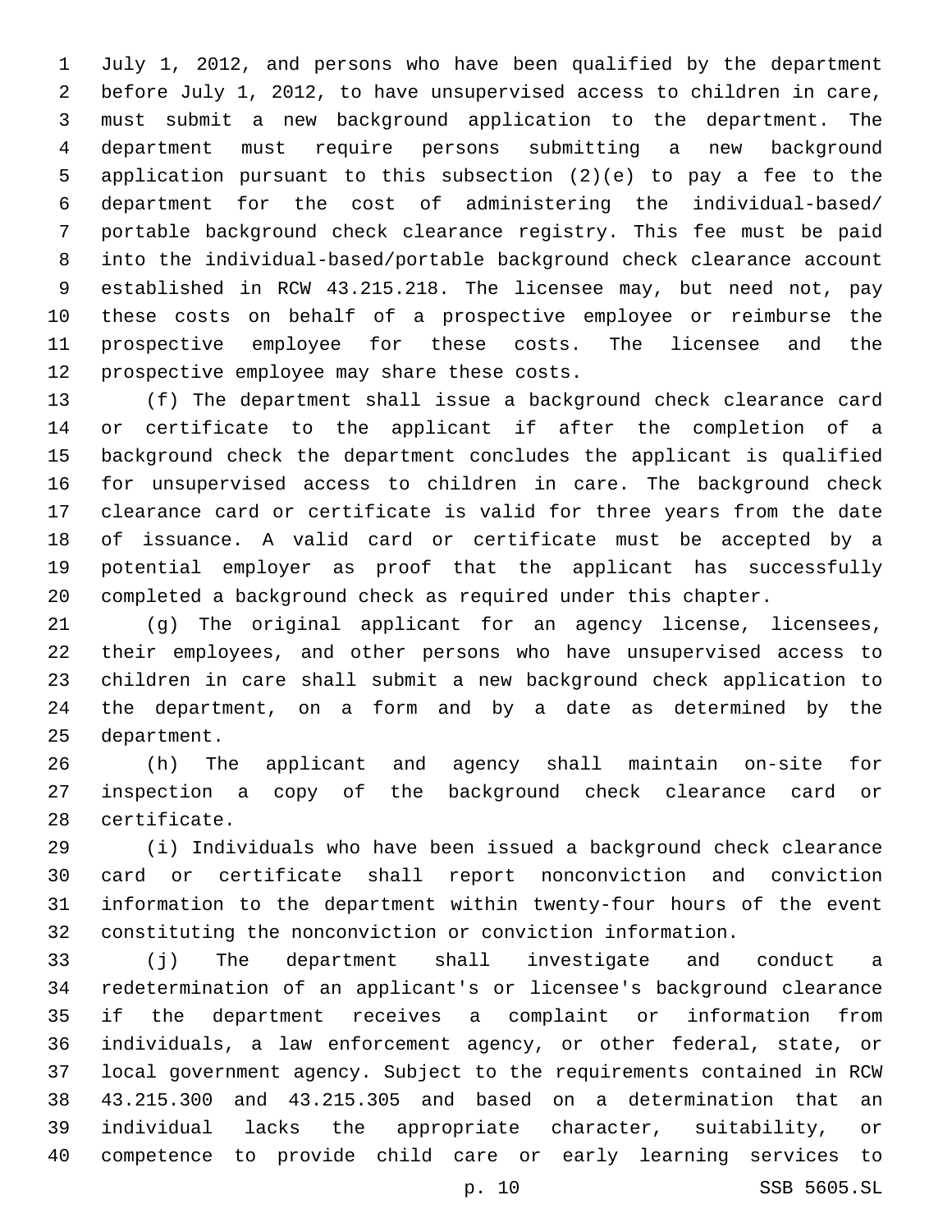July 1, 2012, and persons who have been qualified by the department before July 1, 2012, to have unsupervised access to children in care, must submit a new background application to the department. The department must require persons submitting a new background application pursuant to this subsection (2)(e) to pay a fee to the department for the cost of administering the individual-based/portable background check clearance registry. This fee must be paid into the individual-based/portable background check clearance account established in RCW 43.215.218. The licensee may, but need not, pay these costs on behalf of a prospective employee or reimburse the prospective employee for these costs. The licensee and the prospective employee may share these costs.

(f) The department shall issue a background check clearance card or certificate to the applicant if after the completion of a background check the department concludes the applicant is qualified for unsupervised access to children in care. The background check clearance card or certificate is valid for three years from the date of issuance. A valid card or certificate must be accepted by a potential employer as proof that the applicant has successfully completed a background check as required under this chapter.

(g) The original applicant for an agency license, licensees, their employees, and other persons who have unsupervised access to children in care shall submit a new background check application to the department, on a form and by a date as determined by the department.

(h) The applicant and agency shall maintain on-site for inspection a copy of the background check clearance card or certificate.

(i) Individuals who have been issued a background check clearance card or certificate shall report nonconviction and conviction information to the department within twenty-four hours of the event constituting the nonconviction or conviction information.

(j) The department shall investigate and conduct a redetermination of an applicant's or licensee's background clearance if the department receives a complaint or information from individuals, a law enforcement agency, or other federal, state, or local government agency. Subject to the requirements contained in RCW 43.215.300 and 43.215.305 and based on a determination that an individual lacks the appropriate character, suitability, or competence to provide child care or early learning services to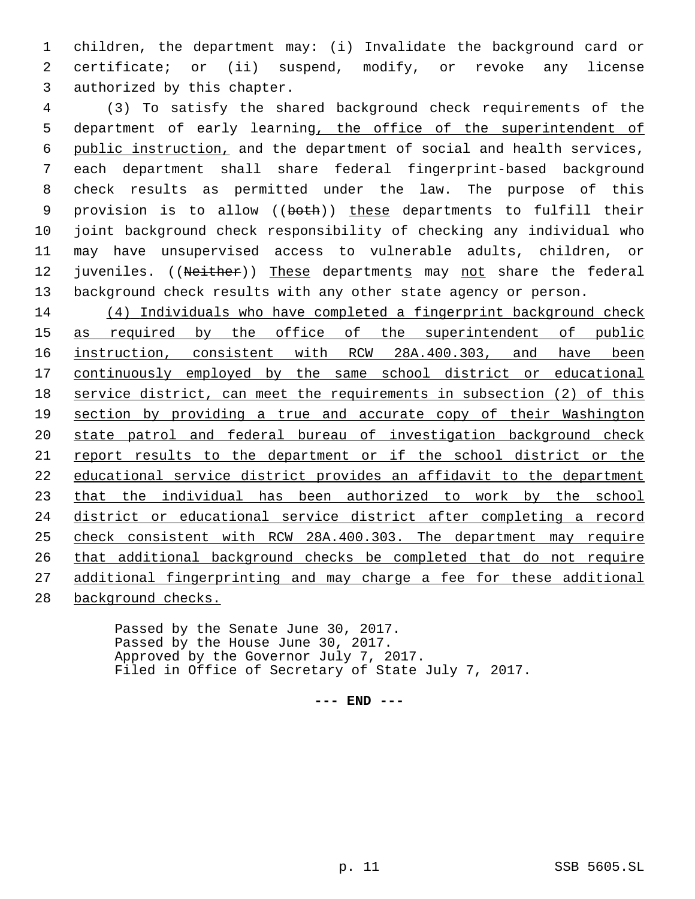children, the department may: (i) Invalidate the background card or certificate; or (ii) suspend, modify, or revoke any license authorized by this chapter.

(3) To satisfy the shared background check requirements of the department of early learning, the office of the superintendent of public instruction, and the department of social and health services, each department shall share federal fingerprint-based background check results as permitted under the law. The purpose of this provision is to allow ((both)) these departments to fulfill their joint background check responsibility of checking any individual who may have unsupervised access to vulnerable adults, children, or juveniles. ((Neither)) These departments may not share the federal background check results with any other state agency or person.

(4) Individuals who have completed a fingerprint background check as required by the office of the superintendent of public instruction, consistent with RCW 28A.400.303, and have been continuously employed by the same school district or educational service district, can meet the requirements in subsection (2) of this section by providing a true and accurate copy of their Washington state patrol and federal bureau of investigation background check report results to the department or if the school district or the educational service district provides an affidavit to the department that the individual has been authorized to work by the school district or educational service district after completing a record check consistent with RCW 28A.400.303. The department may require that additional background checks be completed that do not require additional fingerprinting and may charge a fee for these additional background checks.

Passed by the Senate June 30, 2017.
Passed by the House June 30, 2017.
Approved by the Governor July 7, 2017.
Filed in Office of Secretary of State July 7, 2017.

**--- END ---**